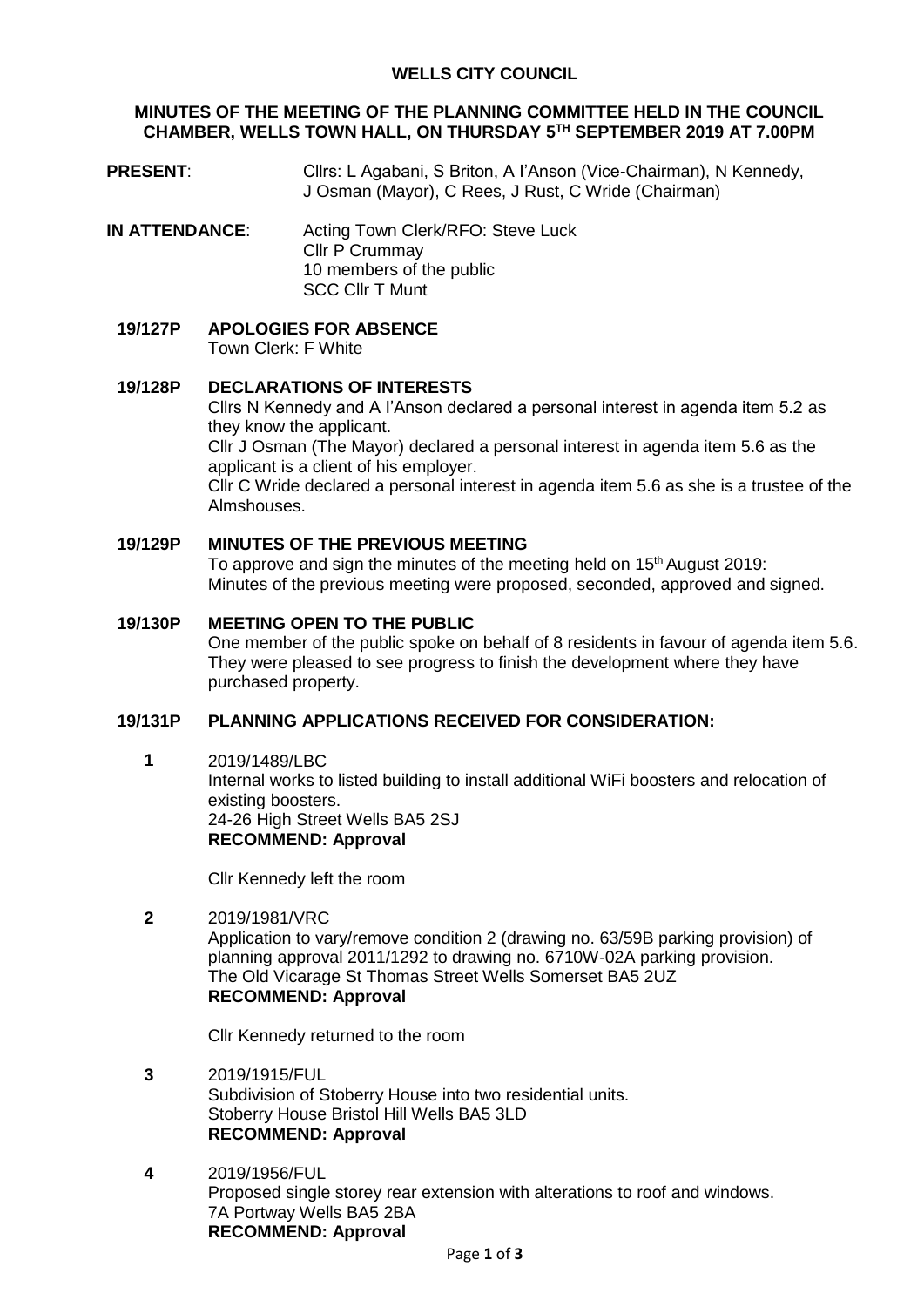# WELLS CITY COUNCIL

## MINUTES OF THE MEETING OF THE PLANNING COMMITTEE HELD IN THE COUNCIL CHAMBER, WELLS TOWN HALL, ON THURSDAY 5TH SEPTEMBER 2019 AT 7.00PM

**PRESENT**: Cllrs: L Agabani, S Briton, A I'Anson (Vice-Chairman), N Kennedy, J Osman (Mayor), C Rees, J Rust, C Wride (Chairman)

**IN ATTENDANCE**: Acting Town Clerk/RFO: Steve Luck
Cllr P Crummay
10 members of the public
SCC Cllr T Munt

**19/127P APOLOGIES FOR ABSENCE**

Town Clerk: F White

**19/128P DECLARATIONS OF INTERESTS**

Cllrs N Kennedy and A I'Anson declared a personal interest in agenda item 5.2 as they know the applicant.

Cllr J Osman (The Mayor) declared a personal interest in agenda item 5.6 as the applicant is a client of his employer.

Cllr C Wride declared a personal interest in agenda item 5.6 as she is a trustee of the Almshouses.

**19/129P MINUTES OF THE PREVIOUS MEETING**

To approve and sign the minutes of the meeting held on 15th August 2019:
Minutes of the previous meeting were proposed, seconded, approved and signed.

**19/130P MEETING OPEN TO THE PUBLIC**

One member of the public spoke on behalf of 8 residents in favour of agenda item 5.6. They were pleased to see progress to finish the development where they have purchased property.

**19/131P PLANNING APPLICATIONS RECEIVED FOR CONSIDERATION:**

**1** 2019/1489/LBC
Internal works to listed building to install additional WiFi boosters and relocation of existing boosters.
24-26 High Street Wells BA5 2SJ
**RECOMMEND: Approval**

Cllr Kennedy left the room

**2** 2019/1981/VRC
Application to vary/remove condition 2 (drawing no. 63/59B parking provision) of planning approval 2011/1292 to drawing no. 6710W-02A parking provision.
The Old Vicarage St Thomas Street Wells Somerset BA5 2UZ
**RECOMMEND: Approval**

Cllr Kennedy returned to the room

**3** 2019/1915/FUL
Subdivision of Stoberry House into two residential units.
Stoberry House Bristol Hill Wells BA5 3LD
**RECOMMEND: Approval**

**4** 2019/1956/FUL
Proposed single storey rear extension with alterations to roof and windows.
7A Portway Wells BA5 2BA
**RECOMMEND: Approval**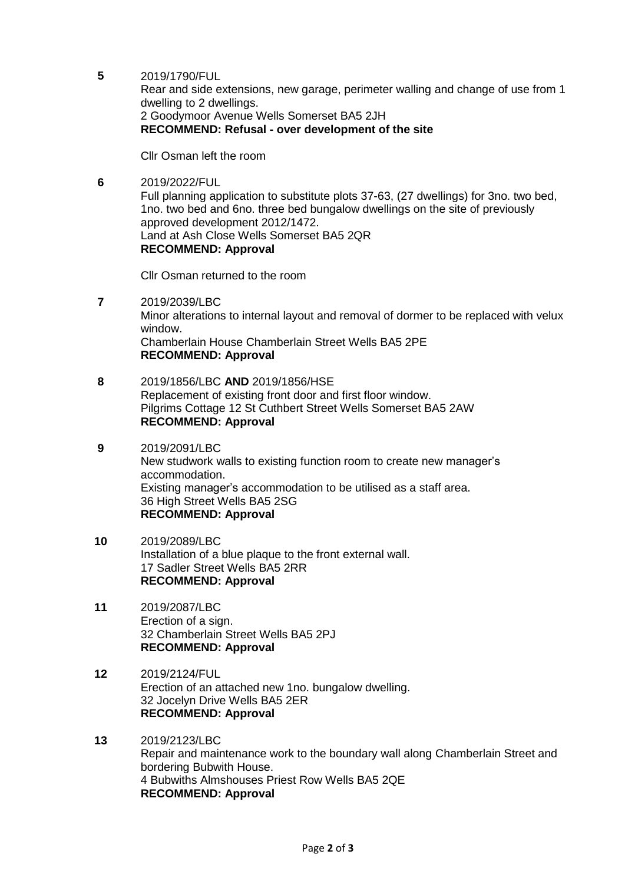**5** 2019/1790/FUL
Rear and side extensions, new garage, perimeter walling and change of use from 1 dwelling to 2 dwellings.
2 Goodymoor Avenue Wells Somerset BA5 2JH
**RECOMMEND: Refusal - over development of the site**

Cllr Osman left the room

**6** 2019/2022/FUL
Full planning application to substitute plots 37-63, (27 dwellings) for 3no. two bed, 1no. two bed and 6no. three bed bungalow dwellings on the site of previously approved development 2012/1472.
Land at Ash Close Wells Somerset BA5 2QR
**RECOMMEND: Approval**

Cllr Osman returned to the room

**7** 2019/2039/LBC
Minor alterations to internal layout and removal of dormer to be replaced with velux window.
Chamberlain House Chamberlain Street Wells BA5 2PE
**RECOMMEND: Approval**

**8** 2019/1856/LBC **AND** 2019/1856/HSE
Replacement of existing front door and first floor window.
Pilgrims Cottage 12 St Cuthbert Street Wells Somerset BA5 2AW
**RECOMMEND: Approval**

**9** 2019/2091/LBC
New studwork walls to existing function room to create new manager's accommodation.
Existing manager's accommodation to be utilised as a staff area.
36 High Street Wells BA5 2SG
**RECOMMEND: Approval**

**10** 2019/2089/LBC
Installation of a blue plaque to the front external wall.
17 Sadler Street Wells BA5 2RR
**RECOMMEND: Approval**

**11** 2019/2087/LBC
Erection of a sign.
32 Chamberlain Street Wells BA5 2PJ
**RECOMMEND: Approval**

**12** 2019/2124/FUL
Erection of an attached new 1no. bungalow dwelling.
32 Jocelyn Drive Wells BA5 2ER
**RECOMMEND: Approval**

**13** 2019/2123/LBC
Repair and maintenance work to the boundary wall along Chamberlain Street and bordering Bubwith House.
4 Bubwiths Almshouses Priest Row Wells BA5 2QE
**RECOMMEND: Approval**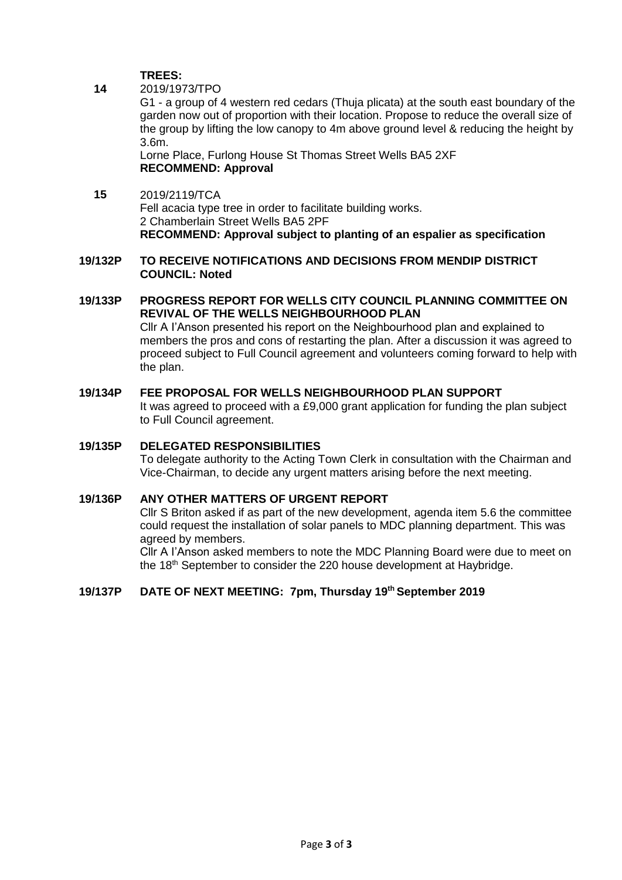**TREES:**

**14** 2019/1973/TPO

G1 - a group of 4 western red cedars (Thuja plicata) at the south east boundary of the garden now out of proportion with their location. Propose to reduce the overall size of the group by lifting the low canopy to 4m above ground level & reducing the height by 3.6m.

Lorne Place, Furlong House St Thomas Street Wells BA5 2XF

**RECOMMEND: Approval**

**15** 2019/2119/TCA

Fell acacia type tree in order to facilitate building works.

2 Chamberlain Street Wells BA5 2PF

**RECOMMEND: Approval subject to planting of an espalier as specification**

**19/132P TO RECEIVE NOTIFICATIONS AND DECISIONS FROM MENDIP DISTRICT COUNCIL: Noted**

**19/133P PROGRESS REPORT FOR WELLS CITY COUNCIL PLANNING COMMITTEE ON REVIVAL OF THE WELLS NEIGHBOURHOOD PLAN**

Cllr A I'Anson presented his report on the Neighbourhood plan and explained to members the pros and cons of restarting the plan. After a discussion it was agreed to proceed subject to Full Council agreement and volunteers coming forward to help with the plan.

**19/134P FEE PROPOSAL FOR WELLS NEIGHBOURHOOD PLAN SUPPORT**

It was agreed to proceed with a £9,000 grant application for funding the plan subject to Full Council agreement.

**19/135P DELEGATED RESPONSIBILITIES**

To delegate authority to the Acting Town Clerk in consultation with the Chairman and Vice-Chairman, to decide any urgent matters arising before the next meeting.

**19/136P ANY OTHER MATTERS OF URGENT REPORT**

Cllr S Briton asked if as part of the new development, agenda item 5.6 the committee could request the installation of solar panels to MDC planning department. This was agreed by members.

Cllr A I'Anson asked members to note the MDC Planning Board were due to meet on the 18th September to consider the 220 house development at Haybridge.

**19/137P DATE OF NEXT MEETING: 7pm, Thursday 19th September 2019**